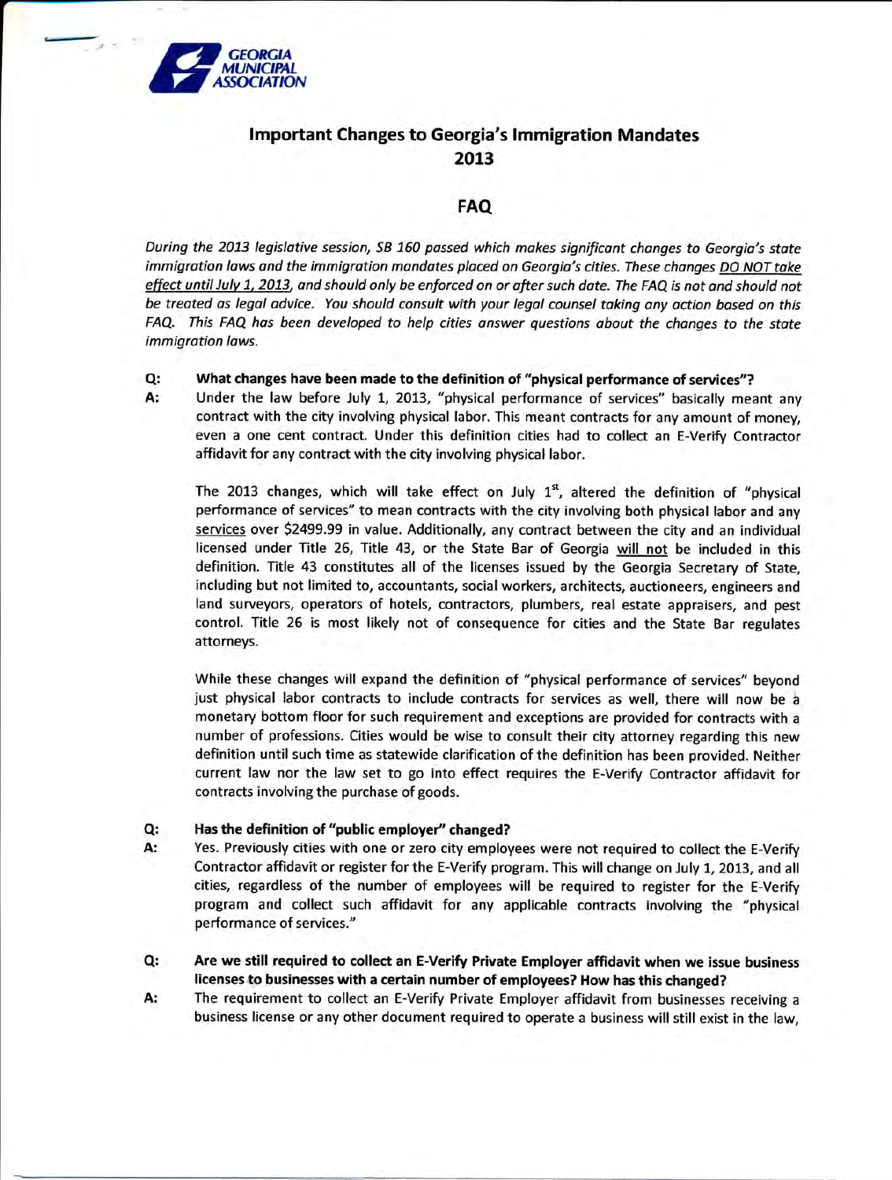GEORGIA MUNICIPAL ASSOCIATION

# Important Changes to Georgia's Immigration Mandates 2013

## FAQ

*During the 2013 legislative session, SB 160 passed which makes significant changes to Georgia's state immigration laws and the immigration mandates placed on Georgia's cities. These changes DO NOT take effect until July 1, 2013, and should only be enforced on or after such date. The FAQ is not and should not be treated as legal advice. You should consult with your legal counsel taking any action based on this FAQ. This FAQ has been developed to help cities answer questions about the changes to the state immigration laws.*

**Q: What changes have been made to the definition of "physical performance of services"?**

**A:** Under the law before July 1, 2013, "physical performance of services" basically meant any contract with the city involving physical labor. This meant contracts for any amount of money, even a one cent contract. Under this definition cities had to collect an E-Verify Contractor affidavit for any contract with the city involving physical labor.

The 2013 changes, which will take effect on July 1st, altered the definition of "physical performance of services" to mean contracts with the city involving both physical labor and any services over $2499.99 in value. Additionally, any contract between the city and an individual licensed under Title 26, Title 43, or the State Bar of Georgia will not be included in this definition. Title 43 constitutes all of the licenses issued by the Georgia Secretary of State, including but not limited to, accountants, social workers, architects, auctioneers, engineers and land surveyors, operators of hotels, contractors, plumbers, real estate appraisers, and pest control. Title 26 is most likely not of consequence for cities and the State Bar regulates attorneys.

While these changes will expand the definition of "physical performance of services" beyond just physical labor contracts to include contracts for services as well, there will now be a monetary bottom floor for such requirement and exceptions are provided for contracts with a number of professions. Cities would be wise to consult their city attorney regarding this new definition until such time as statewide clarification of the definition has been provided. Neither current law nor the law set to go into effect requires the E-Verify Contractor affidavit for contracts involving the purchase of goods.

**Q: Has the definition of "public employer" changed?**

**A:** Yes. Previously cities with one or zero city employees were not required to collect the E-Verify Contractor affidavit or register for the E-Verify program. This will change on July 1, 2013, and all cities, regardless of the number of employees will be required to register for the E-Verify program and collect such affidavit for any applicable contracts involving the "physical performance of services."

**Q: Are we still required to collect an E-Verify Private Employer affidavit when we issue business licenses to businesses with a certain number of employees? How has this changed?**

**A:** The requirement to collect an E-Verify Private Employer affidavit from businesses receiving a business license or any other document required to operate a business will still exist in the law,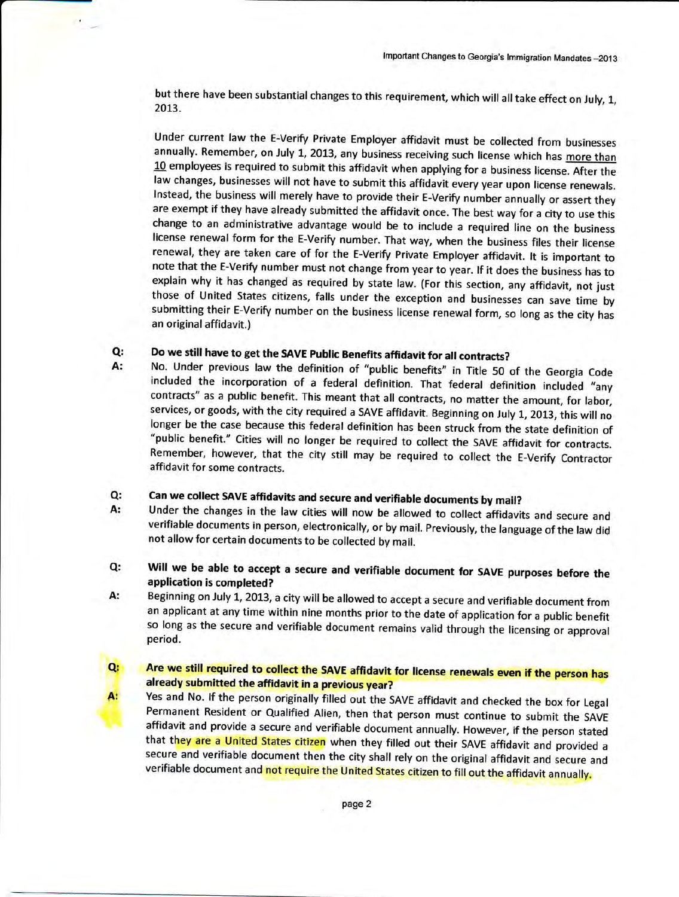but there have been substantial changes to this requirement, which will all take effect on July, 1, 2013.

Under current law the E-Verify Private Employer affidavit must be collected from businesses annually. Remember, on July 1, 2013, any business receiving such license which has more than 10 employees is required to submit this affidavit when applying for a business license. After the law changes, businesses will not have to submit this affidavit every year upon license renewals. Instead, the business will merely have to provide their E-Verify number annually or assert they are exempt if they have already submitted the affidavit once. The best way for a city to use this change to an administrative advantage would be to include a required line on the business license renewal form for the E-Verify number. That way, when the business files their license renewal, they are taken care of for the E-Verify Private Employer affidavit. It is important to note that the E-Verify number must not change from year to year. If it does the business has to explain why it has changed as required by state law. (For this section, any affidavit, not just those of United States citizens, falls under the exception and businesses can save time by submitting their E-Verify number on the business license renewal form, so long as the city has an original affidavit.)

**Q: Do we still have to get the SAVE Public Benefits affidavit for all contracts?**

**A:** No. Under previous law the definition of "public benefits" in Title 50 of the Georgia Code included the incorporation of a federal definition. That federal definition included "any contracts" as a public benefit. This meant that all contracts, no matter the amount, for labor, services, or goods, with the city required a SAVE affidavit. Beginning on July 1, 2013, this will no longer be the case because this federal definition has been struck from the state definition of "public benefit." Cities will no longer be required to collect the SAVE affidavit for contracts. Remember, however, that the city still may be required to collect the E-Verify Contractor affidavit for some contracts.

**Q: Can we collect SAVE affidavits and secure and verifiable documents by mail?**

**A:** Under the changes in the law cities will now be allowed to collect affidavits and secure and verifiable documents in person, electronically, or by mail. Previously, the language of the law did not allow for certain documents to be collected by mail.

**Q: Will we be able to accept a secure and verifiable document for SAVE purposes before the application is completed?**

**A:** Beginning on July 1, 2013, a city will be allowed to accept a secure and verifiable document from an applicant at any time within nine months prior to the date of application for a public benefit so long as the secure and verifiable document remains valid through the licensing or approval period.

**Q: Are we still required to collect the SAVE affidavit for license renewals even if the person has already submitted the affidavit in a previous year?**

**A:** Yes and No. If the person originally filled out the SAVE affidavit and checked the box for Legal Permanent Resident or Qualified Alien, then that person must continue to submit the SAVE affidavit and provide a secure and verifiable document annually. However, if the person stated that they are a United States citizen when they filled out their SAVE affidavit and provided a secure and verifiable document then the city shall rely on the original affidavit and secure and verifiable document and not require the United States citizen to fill out the affidavit annually.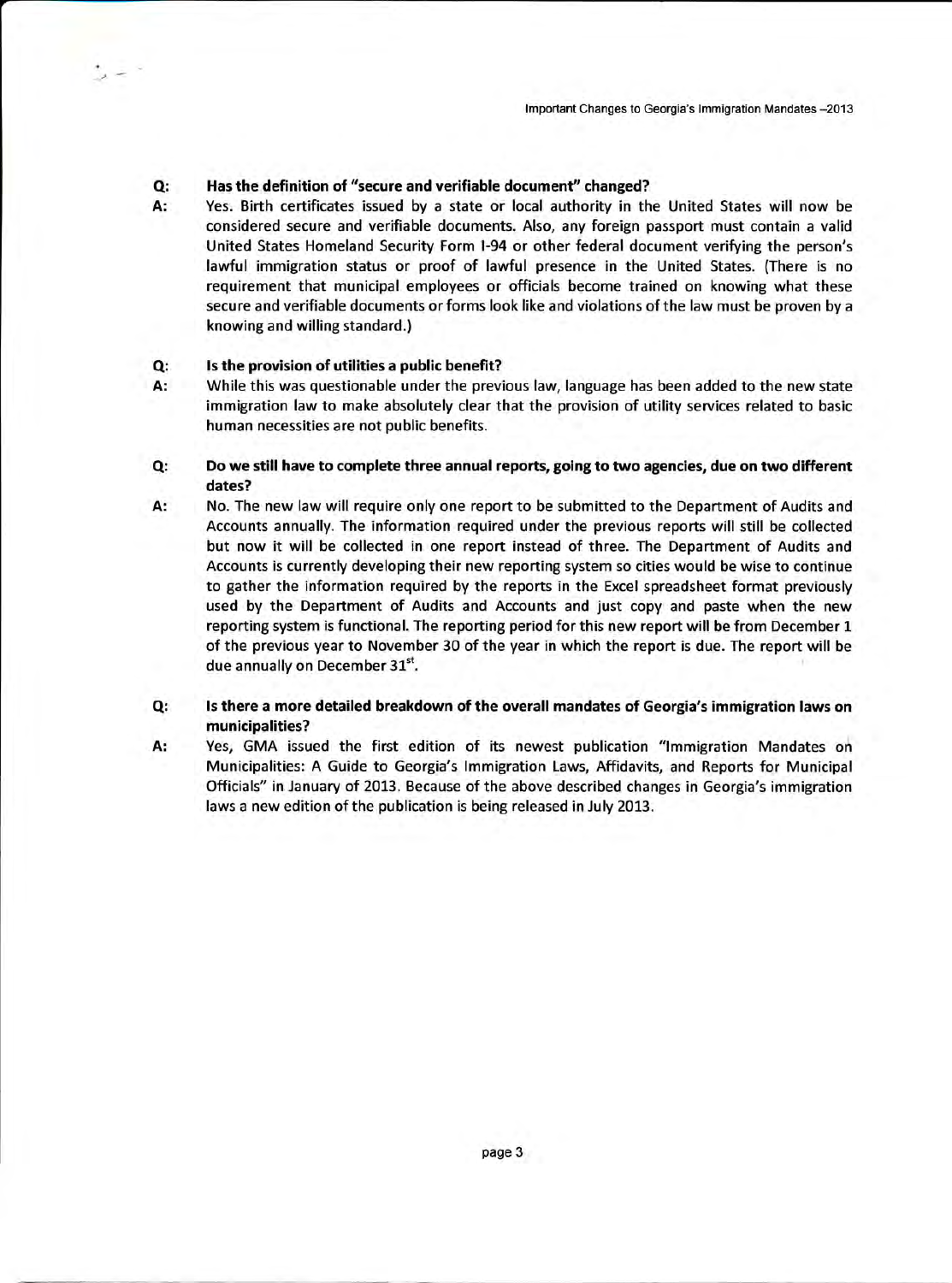**Q: Has the definition of "secure and verifiable document" changed?**

A: Yes. Birth certificates issued by a state or local authority in the United States will now be considered secure and verifiable documents. Also, any foreign passport must contain a valid United States Homeland Security Form I-94 or other federal document verifying the person's lawful immigration status or proof of lawful presence in the United States. (There is no requirement that municipal employees or officials become trained on knowing what these secure and verifiable documents or forms look like and violations of the law must be proven by a knowing and willing standard.)

**Q: Is the provision of utilities a public benefit?**

A: While this was questionable under the previous law, language has been added to the new state immigration law to make absolutely clear that the provision of utility services related to basic human necessities are not public benefits.

**Q: Do we still have to complete three annual reports, going to two agencies, due on two different dates?**

A: No. The new law will require only one report to be submitted to the Department of Audits and Accounts annually. The information required under the previous reports will still be collected but now it will be collected in one report instead of three. The Department of Audits and Accounts is currently developing their new reporting system so cities would be wise to continue to gather the information required by the reports in the Excel spreadsheet format previously used by the Department of Audits and Accounts and just copy and paste when the new reporting system is functional. The reporting period for this new report will be from December 1 of the previous year to November 30 of the year in which the report is due. The report will be due annually on December 31st.

**Q: Is there a more detailed breakdown of the overall mandates of Georgia's immigration laws on municipalities?**

A: Yes, GMA issued the first edition of its newest publication "Immigration Mandates on Municipalities: A Guide to Georgia's Immigration Laws, Affidavits, and Reports for Municipal Officials" in January of 2013. Because of the above described changes in Georgia's immigration laws a new edition of the publication is being released in July 2013.